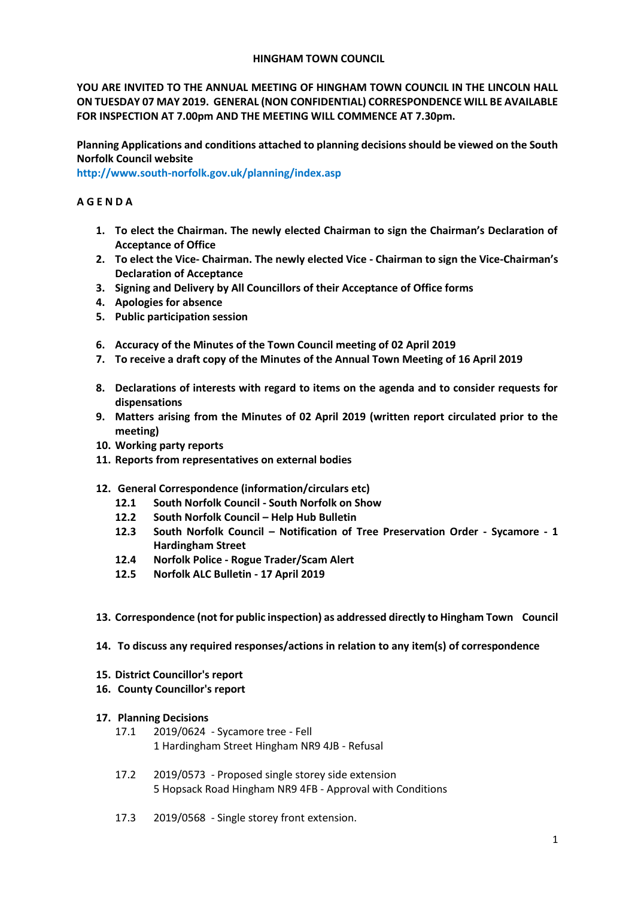**HINGHAM TOWN COUNCIL**

**YOU ARE INVITED TO THE ANNUAL MEETING OF HINGHAM TOWN COUNCIL IN THE LINCOLN HALL ON TUESDAY 07 MAY 2019. GENERAL (NON CONFIDENTIAL) CORRESPONDENCE WILL BE AVAILABLE FOR INSPECTION AT 7.00pm AND THE MEETING WILL COMMENCE AT 7.30pm.**

**Planning Applications and conditions attached to planning decisions should be viewed on the South Norfolk Council website**
**http://www.south-norfolk.gov.uk/planning/index.asp**

**A G E N D A**

1. **To elect the Chairman. The newly elected Chairman to sign the Chairman's Declaration of Acceptance of Office**
2. **To elect the Vice- Chairman. The newly elected Vice - Chairman to sign the Vice-Chairman's Declaration of Acceptance**
3. **Signing and Delivery by All Councillors of their Acceptance of Office forms**
4. **Apologies for absence**
5. **Public participation session**
6. **Accuracy of the Minutes of the Town Council meeting of 02 April 2019**
7. **To receive a draft copy of the Minutes of the Annual Town Meeting of 16 April 2019**
8. **Declarations of interests with regard to items on the agenda and to consider requests for dispensations**
9. **Matters arising from the Minutes of 02 April 2019 (written report circulated prior to the meeting)**
10. **Working party reports**
11. **Reports from representatives on external bodies**
12. **General Correspondence (information/circulars etc)**
    - **12.1 South Norfolk Council - South Norfolk on Show**
    - **12.2 South Norfolk Council – Help Hub Bulletin**
    - **12.3 South Norfolk Council – Notification of Tree Preservation Order - Sycamore - 1 Hardingham Street**
    - **12.4 Norfolk Police - Rogue Trader/Scam Alert**
    - **12.5 Norfolk ALC Bulletin - 17 April 2019**
13. **Correspondence (not for public inspection) as addressed directly to Hingham Town Council**
14. **To discuss any required responses/actions in relation to any item(s) of correspondence**
15. **District Councillor's report**
16. **County Councillor's report**
17. **Planning Decisions**
    - 17.1 2019/0624 - Sycamore tree - Fell
      1 Hardingham Street Hingham NR9 4JB - Refusal
    - 17.2 2019/0573 - Proposed single storey side extension
      5 Hopsack Road Hingham NR9 4FB - Approval with Conditions
    - 17.3 2019/0568 - Single storey front extension.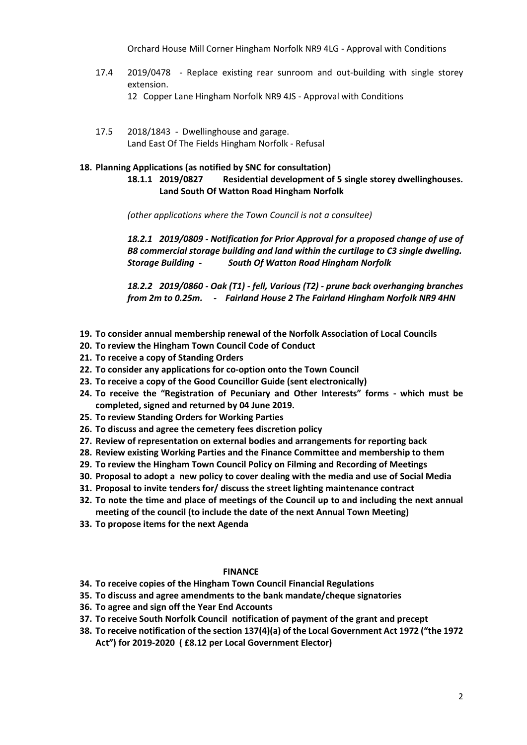Orchard House Mill Corner Hingham Norfolk NR9 4LG - Approval with Conditions

17.4 2019/0478 - Replace existing rear sunroom and out-building with single storey extension.
12 Copper Lane Hingham Norfolk NR9 4JS - Approval with Conditions

17.5 2018/1843 - Dwellinghouse and garage.
Land East Of The Fields Hingham Norfolk - Refusal

**18. Planning Applications (as notified by SNC for consultation)**

**18.1.1 2019/0827 Residential development of 5 single storey dwellinghouses. Land South Of Watton Road Hingham Norfolk**

*(other applications where the Town Council is not a consultee)*

***18.2.1 2019/0809 - Notification for Prior Approval for a proposed change of use of B8 commercial storage building and land within the curtilage to C3 single dwelling. Storage Building - South Of Watton Road Hingham Norfolk***

***18.2.2 2019/0860 - Oak (T1) - fell, Various (T2) - prune back overhanging branches from 2m to 0.25m. - Fairland House 2 The Fairland Hingham Norfolk NR9 4HN***

**19. To consider annual membership renewal of the Norfolk Association of Local Councils**
**20. To review the Hingham Town Council Code of Conduct**
**21. To receive a copy of Standing Orders**
**22. To consider any applications for co-option onto the Town Council**
**23. To receive a copy of the Good Councillor Guide (sent electronically)**
**24. To receive the "Registration of Pecuniary and Other Interests" forms - which must be completed, signed and returned by 04 June 2019.**
**25. To review Standing Orders for Working Parties**
**26. To discuss and agree the cemetery fees discretion policy**
**27. Review of representation on external bodies and arrangements for reporting back**
**28. Review existing Working Parties and the Finance Committee and membership to them**
**29. To review the Hingham Town Council Policy on Filming and Recording of Meetings**
**30. Proposal to adopt a new policy to cover dealing with the media and use of Social Media**
**31. Proposal to invite tenders for/ discuss the street lighting maintenance contract**
**32. To note the time and place of meetings of the Council up to and including the next annual meeting of the council (to include the date of the next Annual Town Meeting)**
**33. To propose items for the next Agenda**

## FINANCE

**34. To receive copies of the Hingham Town Council Financial Regulations**
**35. To discuss and agree amendments to the bank mandate/cheque signatories**
**36. To agree and sign off the Year End Accounts**
**37. To receive South Norfolk Council notification of payment of the grant and precept**
**38. To receive notification of the section 137(4)(a) of the Local Government Act 1972 ("the 1972 Act") for 2019-2020 ( £8.12 per Local Government Elector)**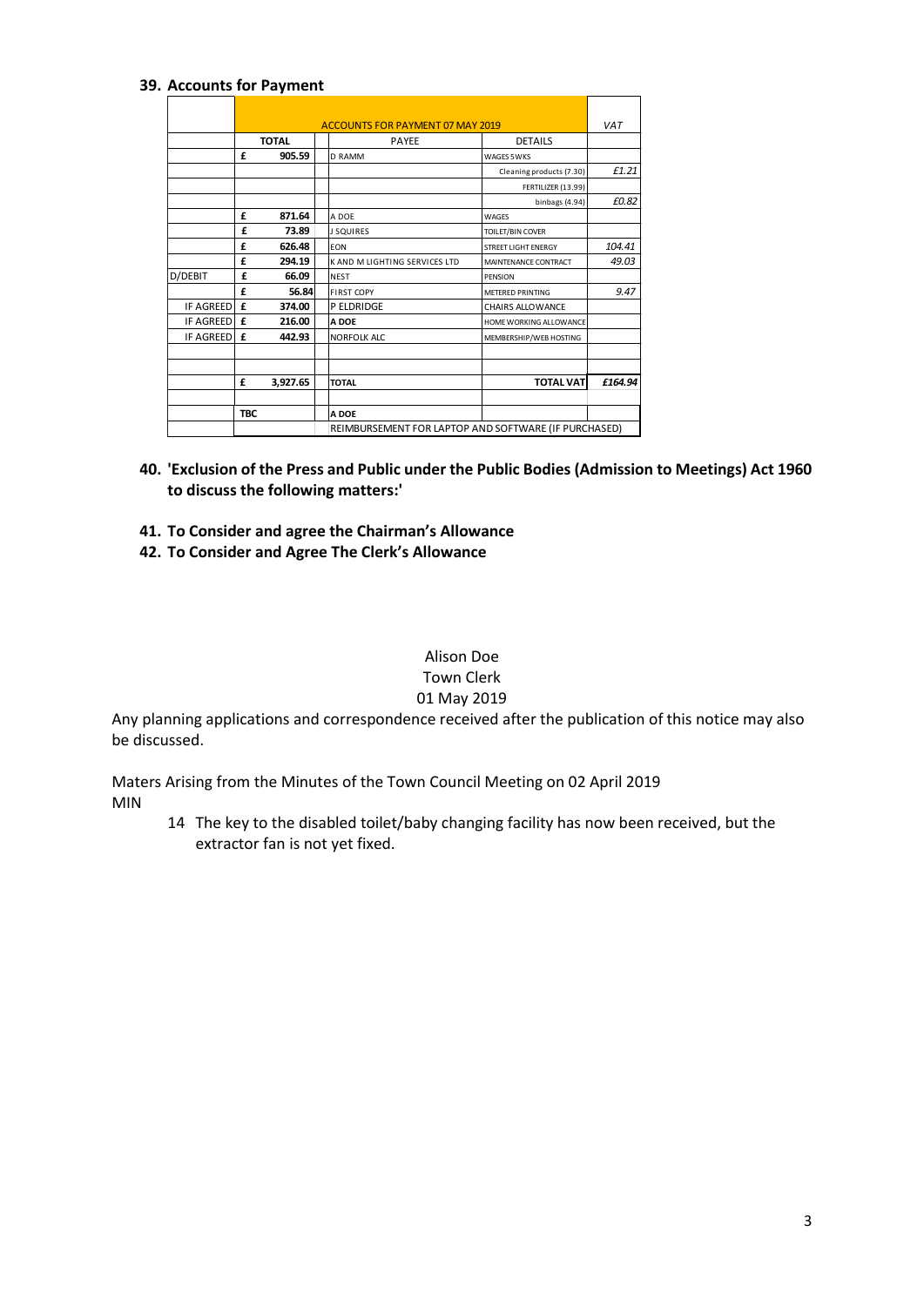## 39. Accounts for Payment

| | | | | | |
|---|---|---|---|---|---|
| | ACCOUNTS FOR PAYMENT 07 MAY 2019 | | | | VAT |
| | TOTAL | | PAYEE | DETAILS | |
| | £ | 905.59 | D RAMM | WAGES 5WKS | |
| | | | | Cleaning products (7.30) | £1.21 |
| | | | | FERTILIZER (13.99) | |
| | | | | binbags (4.94) | £0.82 |
| | £ | 871.64 | A DOE | WAGES | |
| | £ | 73.89 | J SQUIRES | TOILET/BIN COVER | |
| | £ | 626.48 | EON | STREET LIGHT ENERGY | 104.41 |
| | £ | 294.19 | K AND M LIGHTING SERVICES LTD | MAINTENANCE CONTRACT | 49.03 |
| D/DEBIT | £ | 66.09 | NEST | PENSION | |
| | £ | 56.84 | FIRST COPY | METERED PRINTING | 9.47 |
| IF AGREED | £ | 374.00 | P ELDRIDGE | CHAIRS ALLOWANCE | |
| IF AGREED | £ | 216.00 | A DOE | HOME WORKING ALLOWANCE | |
| IF AGREED | £ | 442.93 | NORFOLK ALC | MEMBERSHIP/WEB HOSTING | |
| | | | | | |
| | £ | 3,927.65 | TOTAL | TOTAL VAT | £164.94 |
| | | | | | |
| | TBC | | A DOE | | |
| | | | REIMBURSEMENT FOR LAPTOP AND SOFTWARE (IF PURCHASED) | | |

## 40. 'Exclusion of the Press and Public under the Public Bodies (Admission to Meetings) Act 1960 to discuss the following matters:'

## 41. To Consider and agree the Chairman's Allowance

## 42. To Consider and Agree The Clerk's Allowance

Alison Doe
Town Clerk
01 May 2019

Any planning applications and correspondence received after the publication of this notice may also be discussed.

Maters Arising from the Minutes of the Town Council Meeting on 02 April 2019
MIN

14 The key to the disabled toilet/baby changing facility has now been received, but the extractor fan is not yet fixed.